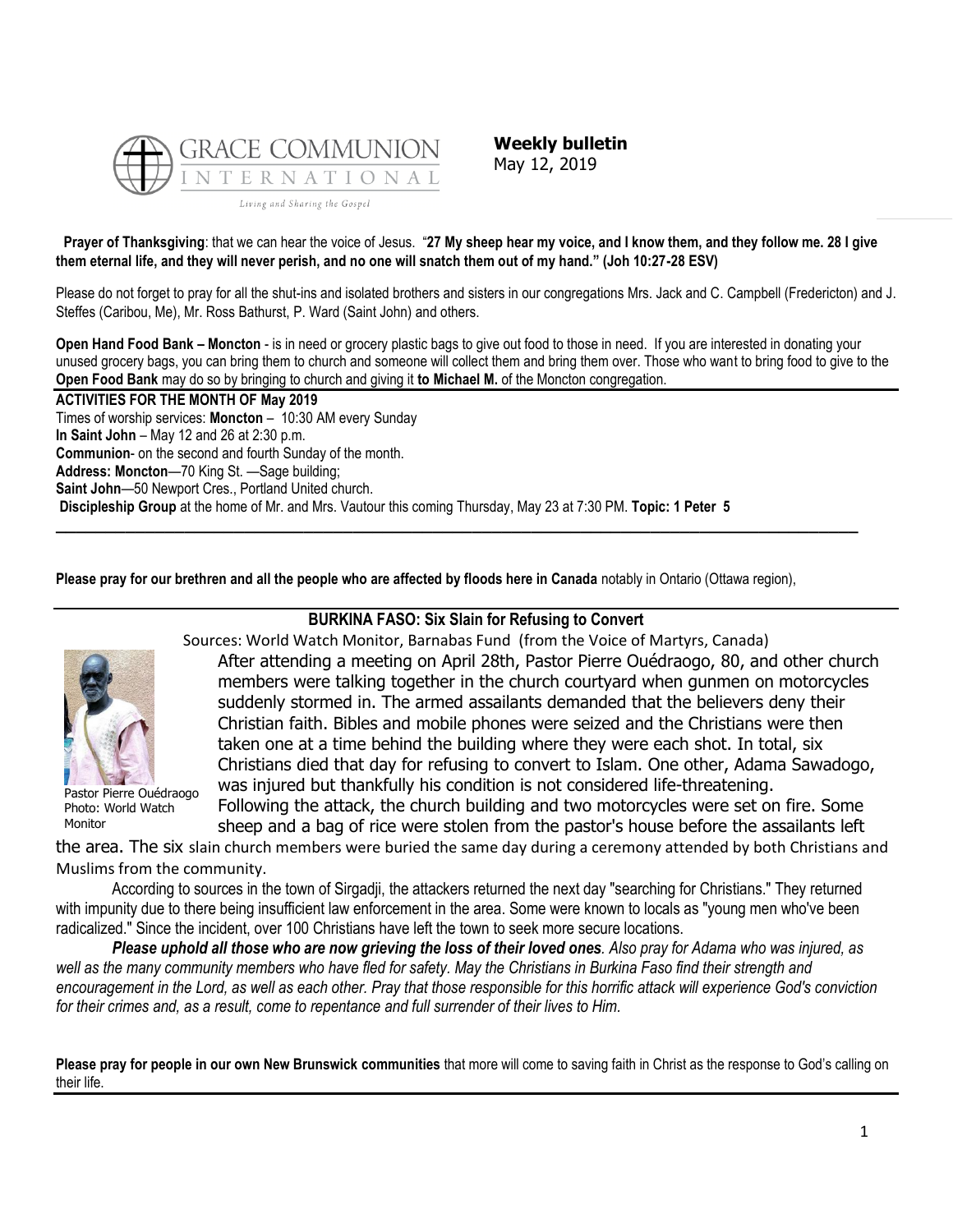**Weekly bulletin**
May 12, 2019

**Prayer of Thanksgiving**: that we can hear the voice of Jesus. "**27 My sheep hear my voice, and I know them, and they follow me. 28 I give them eternal life, and they will never perish, and no one will snatch them out of my hand." (Joh 10:27-28 ESV)**

Please do not forget to pray for all the shut-ins and isolated brothers and sisters in our congregations Mrs. Jack and C. Campbell (Fredericton) and J. Steffes (Caribou, Me), Mr. Ross Bathurst, P. Ward (Saint John) and others.

**Open Hand Food Bank – Moncton** - is in need or grocery plastic bags to give out food to those in need. If you are interested in donating your unused grocery bags, you can bring them to church and someone will collect them and bring them over. Those who want to bring food to give to the **Open Food Bank** may do so by bringing to church and giving it **to Michael M.** of the Moncton congregation.

**ACTIVITIES FOR THE MONTH OF May 2019**

Times of worship services: **Moncton** – 10:30 AM every Sunday
**In Saint John** – May 12 and 26 at 2:30 p.m.
**Communion**- on the second and fourth Sunday of the month.
**Address: Moncton**—70 King St. —Sage building;
**Saint John**—50 Newport Cres., Portland United church.
**Discipleship Group** at the home of Mr. and Mrs. Vautour this coming Thursday, May 23 at 7:30 PM. **Topic: 1 Peter 5**

---

**Please pray for our brethren and all the people who are affected by floods here in Canada** notably in Ontario (Ottawa region),

---

## BURKINA FASO: Six Slain for Refusing to Convert

Sources: World Watch Monitor, Barnabas Fund (from the Voice of Martyrs, Canada)

Pastor Pierre Ouédraogo
Photo: World Watch Monitor

After attending a meeting on April 28th, Pastor Pierre Ouédraogo, 80, and other church members were talking together in the church courtyard when gunmen on motorcycles suddenly stormed in. The armed assailants demanded that the believers deny their Christian faith. Bibles and mobile phones were seized and the Christians were then taken one at a time behind the building where they were each shot. In total, six Christians died that day for refusing to convert to Islam. One other, Adama Sawadogo, was injured but thankfully his condition is not considered life-threatening. Following the attack, the church building and two motorcycles were set on fire. Some sheep and a bag of rice were stolen from the pastor's house before the assailants left the area. The six slain church members were buried the same day during a ceremony attended by both Christians and Muslims from the community.

According to sources in the town of Sirgadji, the attackers returned the next day "searching for Christians." They returned with impunity due to there being insufficient law enforcement in the area. Some were known to locals as "young men who've been radicalized." Since the incident, over 100 Christians have left the town to seek more secure locations.

***Please uphold all those who are now grieving the loss of their loved ones****. Also pray for Adama who was injured, as well as the many community members who have fled for safety. May the Christians in Burkina Faso find their strength and encouragement in the Lord, as well as each other. Pray that those responsible for this horrific attack will experience God's conviction for their crimes and, as a result, come to repentance and full surrender of their lives to Him.*

---

**Please pray for people in our own New Brunswick communities** that more will come to saving faith in Christ as the response to God's calling on their life.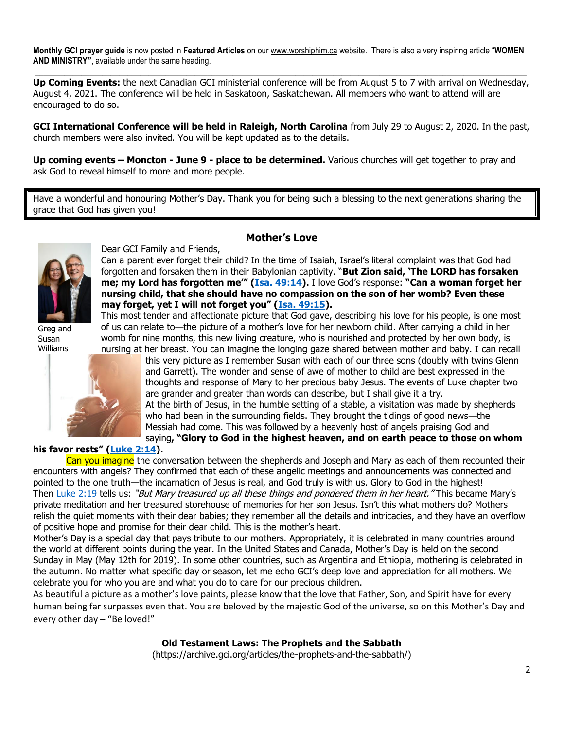**Monthly GCI prayer guide** is now posted in **Featured Articles** on our www.worshiphim.ca website. There is also a very inspiring article "**WOMEN AND MINISTRY"**, available under the same heading.

---

**Up Coming Events:** the next Canadian GCI ministerial conference will be from August 5 to 7 with arrival on Wednesday, August 4, 2021. The conference will be held in Saskatoon, Saskatchewan. All members who want to attend will are encouraged to do so.

**GCI International Conference will be held in Raleigh, North Carolina** from July 29 to August 2, 2020. In the past, church members were also invited. You will be kept updated as to the details.

**Up coming events – Moncton - June 9 - place to be determined.** Various churches will get together to pray and ask God to reveal himself to more and more people.

Have a wonderful and honouring Mother's Day. Thank you for being such a blessing to the next generations sharing the grace that God has given you!

## Mother's Love

Greg and Susan Williams

Dear GCI Family and Friends,

Can a parent ever forget their child? In the time of Isaiah, Israel's literal complaint was that God had forgotten and forsaken them in their Babylonian captivity. "**But Zion said, 'The LORD has forsaken me; my Lord has forgotten me'" (Isa. 49:14).** I love God's response: **"Can a woman forget her nursing child, that she should have no compassion on the son of her womb? Even these may forget, yet I will not forget you" (Isa. 49:15).**

This most tender and affectionate picture that God gave, describing his love for his people, is one most of us can relate to—the picture of a mother's love for her newborn child. After carrying a child in her womb for nine months, this new living creature, who is nourished and protected by her own body, is nursing at her breast. You can imagine the longing gaze shared between mother and baby. I can recall this very picture as I remember Susan with each of our three sons (doubly with twins Glenn and Garrett). The wonder and sense of awe of mother to child are best expressed in the thoughts and response of Mary to her precious baby Jesus. The events of Luke chapter two are grander and greater than words can describe, but I shall give it a try.

At the birth of Jesus, in the humble setting of a stable, a visitation was made by shepherds who had been in the surrounding fields. They brought the tidings of good news—the Messiah had come. This was followed by a heavenly host of angels praising God and saying**, "Glory to God in the highest heaven, and on earth peace to those on whom his favor rests" (Luke 2:14).**

Can you imagine the conversation between the shepherds and Joseph and Mary as each of them recounted their encounters with angels? They confirmed that each of these angelic meetings and announcements was connected and pointed to the one truth—the incarnation of Jesus is real, and God truly is with us. Glory to God in the highest!

Then Luke 2:19 tells us: *"But Mary treasured up all these things and pondered them in her heart."* This became Mary's private meditation and her treasured storehouse of memories for her son Jesus. Isn't this what mothers do? Mothers relish the quiet moments with their dear babies; they remember all the details and intricacies, and they have an overflow of positive hope and promise for their dear child. This is the mother's heart.

Mother's Day is a special day that pays tribute to our mothers. Appropriately, it is celebrated in many countries around the world at different points during the year. In the United States and Canada, Mother's Day is held on the second Sunday in May (May 12th for 2019). In some other countries, such as Argentina and Ethiopia, mothering is celebrated in the autumn. No matter what specific day or season, let me echo GCI's deep love and appreciation for all mothers. We celebrate you for who you are and what you do to care for our precious children.

As beautiful a picture as a mother's love paints, please know that the love that Father, Son, and Spirit have for every human being far surpasses even that. You are beloved by the majestic God of the universe, so on this Mother's Day and every other day – "Be loved!"

**Old Testament Laws: The Prophets and the Sabbath**
(https://archive.gci.org/articles/the-prophets-and-the-sabbath/)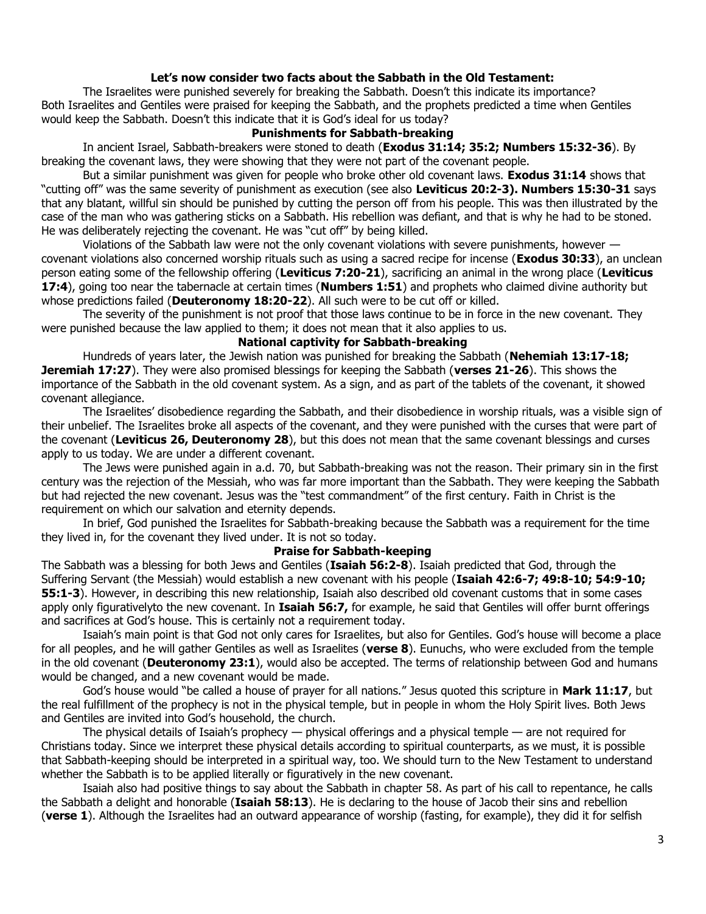**Let's now consider two facts about the Sabbath in the Old Testament:**

The Israelites were punished severely for breaking the Sabbath. Doesn't this indicate its importance?
Both Israelites and Gentiles were praised for keeping the Sabbath, and the prophets predicted a time when Gentiles would keep the Sabbath. Doesn't this indicate that it is God's ideal for us today?

### Punishments for Sabbath-breaking

In ancient Israel, Sabbath-breakers were stoned to death (**Exodus 31:14; 35:2; Numbers 15:32-36**). By breaking the covenant laws, they were showing that they were not part of the covenant people.

But a similar punishment was given for people who broke other old covenant laws. **Exodus 31:14** shows that "cutting off" was the same severity of punishment as execution (see also **Leviticus 20:2-3). Numbers 15:30-31** says that any blatant, willful sin should be punished by cutting the person off from his people. This was then illustrated by the case of the man who was gathering sticks on a Sabbath. His rebellion was defiant, and that is why he had to be stoned. He was deliberately rejecting the covenant. He was "cut off" by being killed.

Violations of the Sabbath law were not the only covenant violations with severe punishments, however — covenant violations also concerned worship rituals such as using a sacred recipe for incense (**Exodus 30:33**), an unclean person eating some of the fellowship offering (**Leviticus 7:20-21**), sacrificing an animal in the wrong place (**Leviticus 17:4**), going too near the tabernacle at certain times (**Numbers 1:51**) and prophets who claimed divine authority but whose predictions failed (**Deuteronomy 18:20-22**). All such were to be cut off or killed.

The severity of the punishment is not proof that those laws continue to be in force in the new covenant. They were punished because the law applied to them; it does not mean that it also applies to us.

### National captivity for Sabbath-breaking

Hundreds of years later, the Jewish nation was punished for breaking the Sabbath (**Nehemiah 13:17-18; Jeremiah 17:27**). They were also promised blessings for keeping the Sabbath (**verses 21-26**). This shows the importance of the Sabbath in the old covenant system. As a sign, and as part of the tablets of the covenant, it showed covenant allegiance.

The Israelites' disobedience regarding the Sabbath, and their disobedience in worship rituals, was a visible sign of their unbelief. The Israelites broke all aspects of the covenant, and they were punished with the curses that were part of the covenant (**Leviticus 26, Deuteronomy 28**), but this does not mean that the same covenant blessings and curses apply to us today. We are under a different covenant.

The Jews were punished again in a.d. 70, but Sabbath-breaking was not the reason. Their primary sin in the first century was the rejection of the Messiah, who was far more important than the Sabbath. They were keeping the Sabbath but had rejected the new covenant. Jesus was the "test commandment" of the first century. Faith in Christ is the requirement on which our salvation and eternity depends.

In brief, God punished the Israelites for Sabbath-breaking because the Sabbath was a requirement for the time they lived in, for the covenant they lived under. It is not so today.

### Praise for Sabbath-keeping

The Sabbath was a blessing for both Jews and Gentiles (**Isaiah 56:2-8**). Isaiah predicted that God, through the Suffering Servant (the Messiah) would establish a new covenant with his people (**Isaiah 42:6-7; 49:8-10; 54:9-10; 55:1-3**). However, in describing this new relationship, Isaiah also described old covenant customs that in some cases apply only figurativelyto the new covenant. In **Isaiah 56:7,** for example, he said that Gentiles will offer burnt offerings and sacrifices at God's house. This is certainly not a requirement today.

Isaiah's main point is that God not only cares for Israelites, but also for Gentiles. God's house will become a place for all peoples, and he will gather Gentiles as well as Israelites (**verse 8**). Eunuchs, who were excluded from the temple in the old covenant (**Deuteronomy 23:1**), would also be accepted. The terms of relationship between God and humans would be changed, and a new covenant would be made.

God's house would "be called a house of prayer for all nations." Jesus quoted this scripture in **Mark 11:17**, but the real fulfillment of the prophecy is not in the physical temple, but in people in whom the Holy Spirit lives. Both Jews and Gentiles are invited into God's household, the church.

The physical details of Isaiah's prophecy — physical offerings and a physical temple — are not required for Christians today. Since we interpret these physical details according to spiritual counterparts, as we must, it is possible that Sabbath-keeping should be interpreted in a spiritual way, too. We should turn to the New Testament to understand whether the Sabbath is to be applied literally or figuratively in the new covenant.

Isaiah also had positive things to say about the Sabbath in chapter 58. As part of his call to repentance, he calls the Sabbath a delight and honorable (**Isaiah 58:13**). He is declaring to the house of Jacob their sins and rebellion (**verse 1**). Although the Israelites had an outward appearance of worship (fasting, for example), they did it for selfish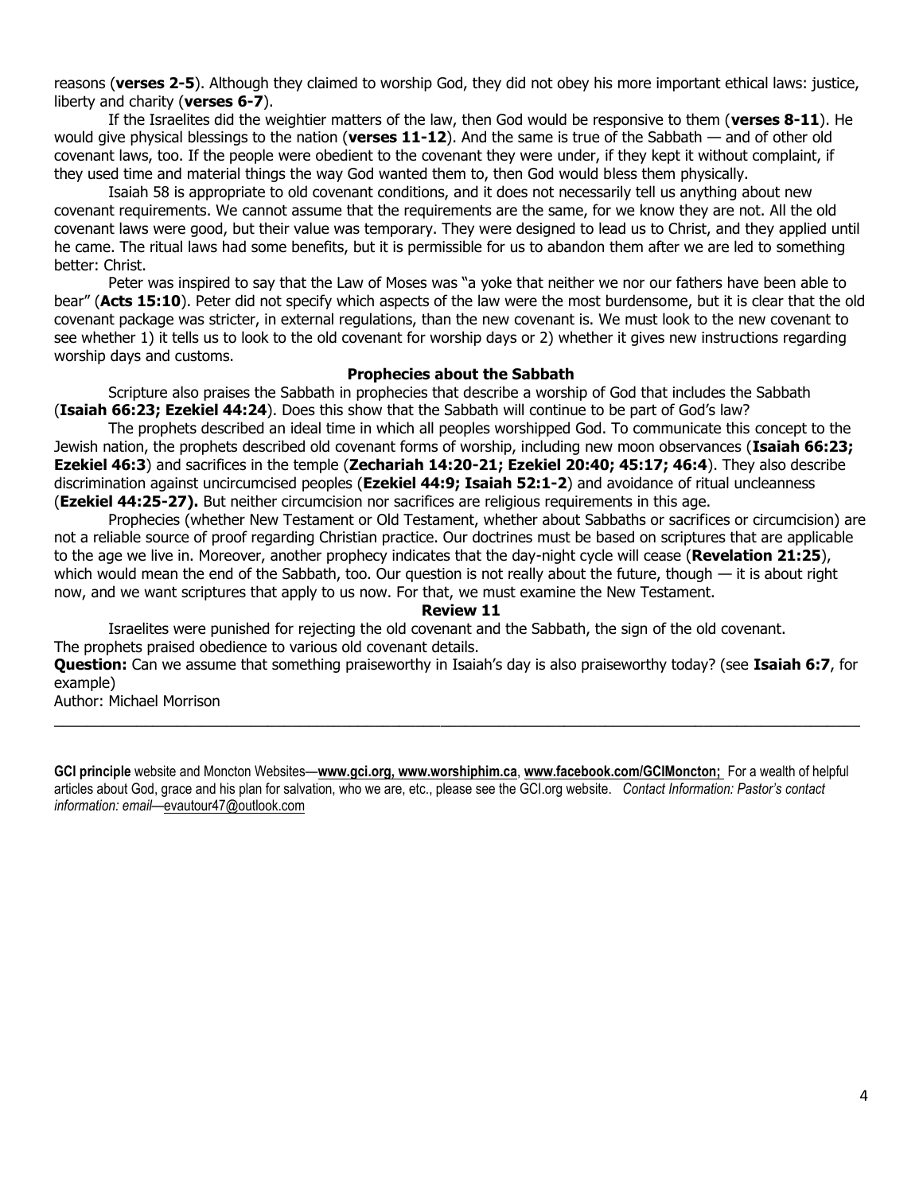reasons (**verses 2-5**). Although they claimed to worship God, they did not obey his more important ethical laws: justice, liberty and charity (**verses 6-7**).

If the Israelites did the weightier matters of the law, then God would be responsive to them (**verses 8-11**). He would give physical blessings to the nation (**verses 11-12**). And the same is true of the Sabbath — and of other old covenant laws, too. If the people were obedient to the covenant they were under, if they kept it without complaint, if they used time and material things the way God wanted them to, then God would bless them physically.

Isaiah 58 is appropriate to old covenant conditions, and it does not necessarily tell us anything about new covenant requirements. We cannot assume that the requirements are the same, for we know they are not. All the old covenant laws were good, but their value was temporary. They were designed to lead us to Christ, and they applied until he came. The ritual laws had some benefits, but it is permissible for us to abandon them after we are led to something better: Christ.

Peter was inspired to say that the Law of Moses was "a yoke that neither we nor our fathers have been able to bear" (**Acts 15:10**). Peter did not specify which aspects of the law were the most burdensome, but it is clear that the old covenant package was stricter, in external regulations, than the new covenant is. We must look to the new covenant to see whether 1) it tells us to look to the old covenant for worship days or 2) whether it gives new instructions regarding worship days and customs.

### Prophecies about the Sabbath

Scripture also praises the Sabbath in prophecies that describe a worship of God that includes the Sabbath (**Isaiah 66:23; Ezekiel 44:24**). Does this show that the Sabbath will continue to be part of God's law?

The prophets described an ideal time in which all peoples worshipped God. To communicate this concept to the Jewish nation, the prophets described old covenant forms of worship, including new moon observances (**Isaiah 66:23; Ezekiel 46:3**) and sacrifices in the temple (**Zechariah 14:20-21; Ezekiel 20:40; 45:17; 46:4**). They also describe discrimination against uncircumcised peoples (**Ezekiel 44:9; Isaiah 52:1-2**) and avoidance of ritual uncleanness (**Ezekiel 44:25-27).** But neither circumcision nor sacrifices are religious requirements in this age.

Prophecies (whether New Testament or Old Testament, whether about Sabbaths or sacrifices or circumcision) are not a reliable source of proof regarding Christian practice. Our doctrines must be based on scriptures that are applicable to the age we live in. Moreover, another prophecy indicates that the day-night cycle will cease (**Revelation 21:25**), which would mean the end of the Sabbath, too. Our question is not really about the future, though — it is about right now, and we want scriptures that apply to us now. For that, we must examine the New Testament.

### Review 11

Israelites were punished for rejecting the old covenant and the Sabbath, the sign of the old covenant.
The prophets praised obedience to various old covenant details.

**Question:** Can we assume that something praiseworthy in Isaiah's day is also praiseworthy today? (see **Isaiah 6:7**, for example)

Author: Michael Morrison

---

**GCI principle** website and Moncton Websites—**www.gci.org, www.worshiphim.ca**, **www.facebook.com/GCIMoncton;** For a wealth of helpful articles about God, grace and his plan for salvation, who we are, etc., please see the GCI.org website. *Contact Information: Pastor's contact information: email*—evautour47@outlook.com